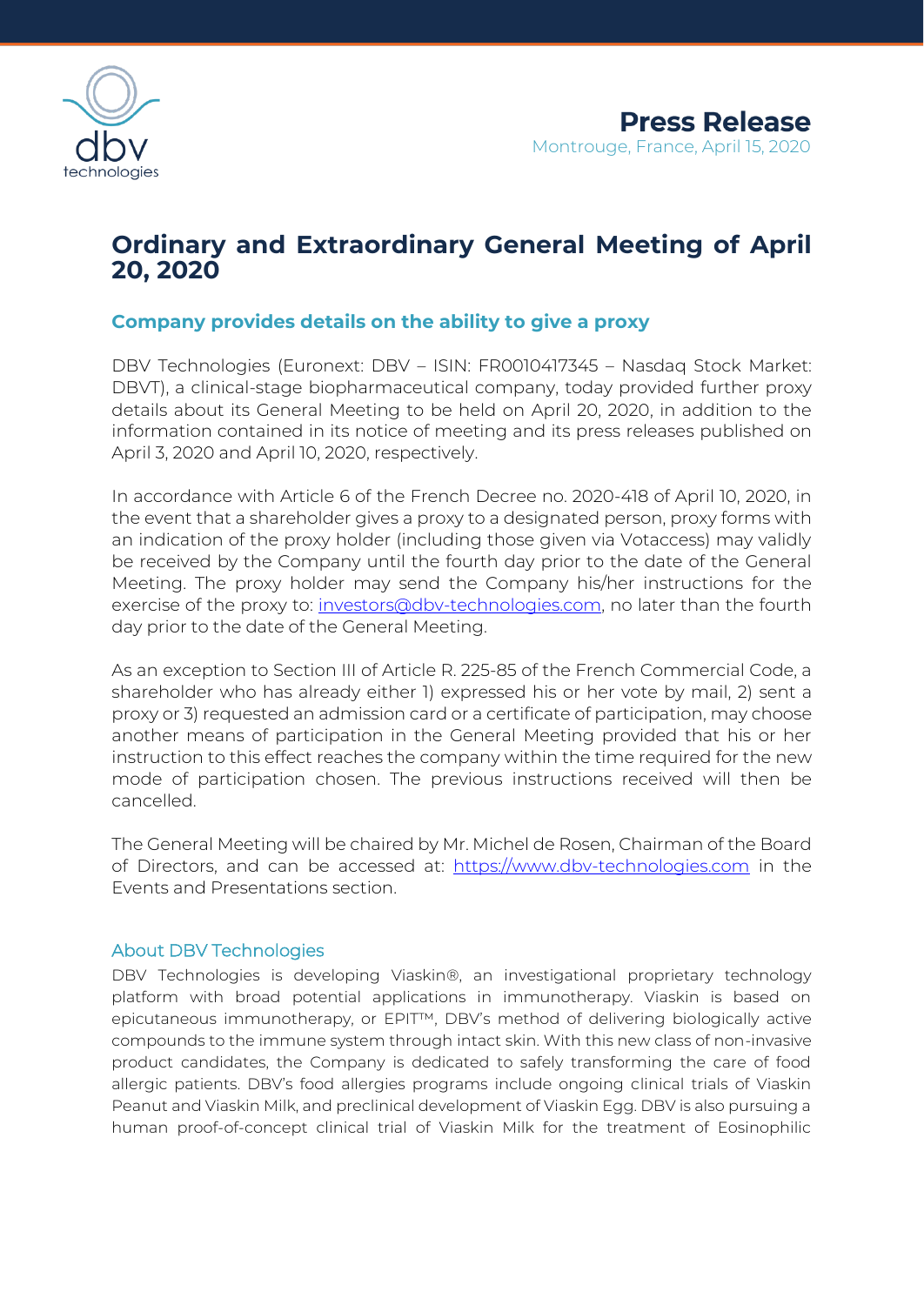**Press Release**

Montrouge, France, April 15, 2020

# Ordinary and Extraordinary General Meeting of April 20, 2020

## Company provides details on the ability to give a proxy

DBV Technologies (Euronext: DBV – ISIN: FR0010417345 – Nasdaq Stock Market: DBVT), a clinical-stage biopharmaceutical company, today provided further proxy details about its General Meeting to be held on April 20, 2020, in addition to the information contained in its notice of meeting and its press releases published on April 3, 2020 and April 10, 2020, respectively.

In accordance with Article 6 of the French Decree no. 2020-418 of April 10, 2020, in the event that a shareholder gives a proxy to a designated person, proxy forms with an indication of the proxy holder (including those given via Votaccess) may validly be received by the Company until the fourth day prior to the date of the General Meeting. The proxy holder may send the Company his/her instructions for the exercise of the proxy to: investors@dbv-technologies.com, no later than the fourth day prior to the date of the General Meeting.

As an exception to Section III of Article R. 225-85 of the French Commercial Code, a shareholder who has already either 1) expressed his or her vote by mail, 2) sent a proxy or 3) requested an admission card or a certificate of participation, may choose another means of participation in the General Meeting provided that his or her instruction to this effect reaches the company within the time required for the new mode of participation chosen. The previous instructions received will then be cancelled.

The General Meeting will be chaired by Mr. Michel de Rosen, Chairman of the Board of Directors, and can be accessed at: https://www.dbv-technologies.com in the Events and Presentations section.

### About DBV Technologies

DBV Technologies is developing Viaskin®, an investigational proprietary technology platform with broad potential applications in immunotherapy. Viaskin is based on epicutaneous immunotherapy, or EPIT™, DBV's method of delivering biologically active compounds to the immune system through intact skin. With this new class of non-invasive product candidates, the Company is dedicated to safely transforming the care of food allergic patients. DBV's food allergies programs include ongoing clinical trials of Viaskin Peanut and Viaskin Milk, and preclinical development of Viaskin Egg. DBV is also pursuing a human proof-of-concept clinical trial of Viaskin Milk for the treatment of Eosinophilic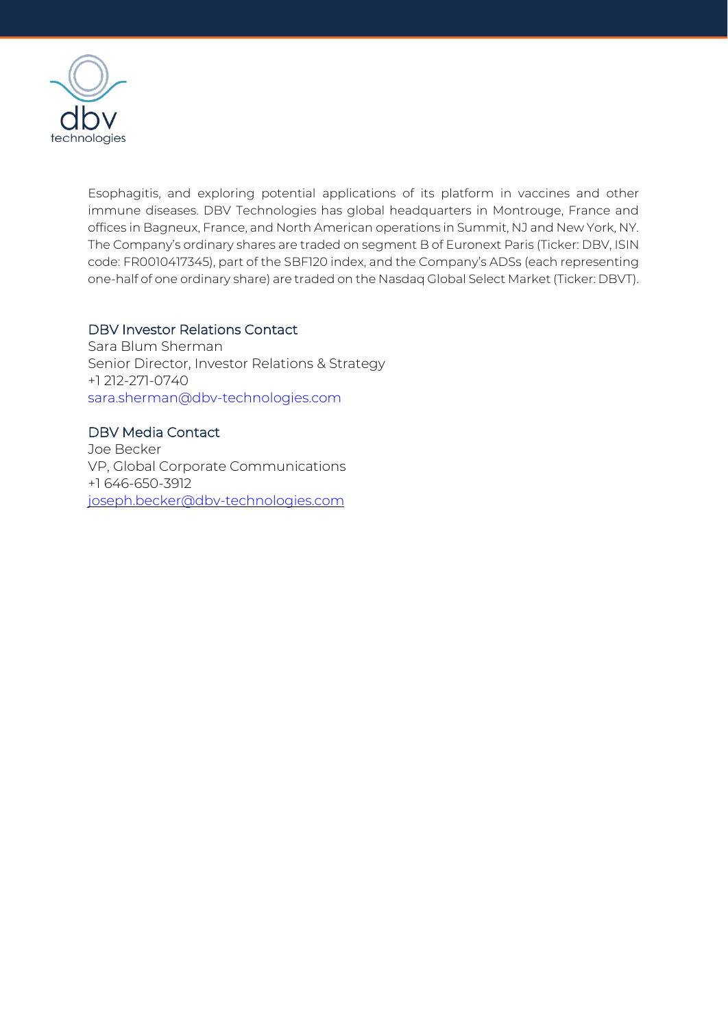Esophagitis, and exploring potential applications of its platform in vaccines and other immune diseases. DBV Technologies has global headquarters in Montrouge, France and offices in Bagneux, France, and North American operations in Summit, NJ and New York, NY. The Company's ordinary shares are traded on segment B of Euronext Paris (Ticker: DBV, ISIN code: FR0010417345), part of the SBF120 index, and the Company's ADSs (each representing one-half of one ordinary share) are traded on the Nasdaq Global Select Market (Ticker: DBVT).

**DBV Investor Relations Contact**
Sara Blum Sherman
Senior Director, Investor Relations & Strategy
+1 212-271-0740
sara.sherman@dbv-technologies.com

**DBV Media Contact**
Joe Becker
VP, Global Corporate Communications
+1 646-650-3912
joseph.becker@dbv-technologies.com